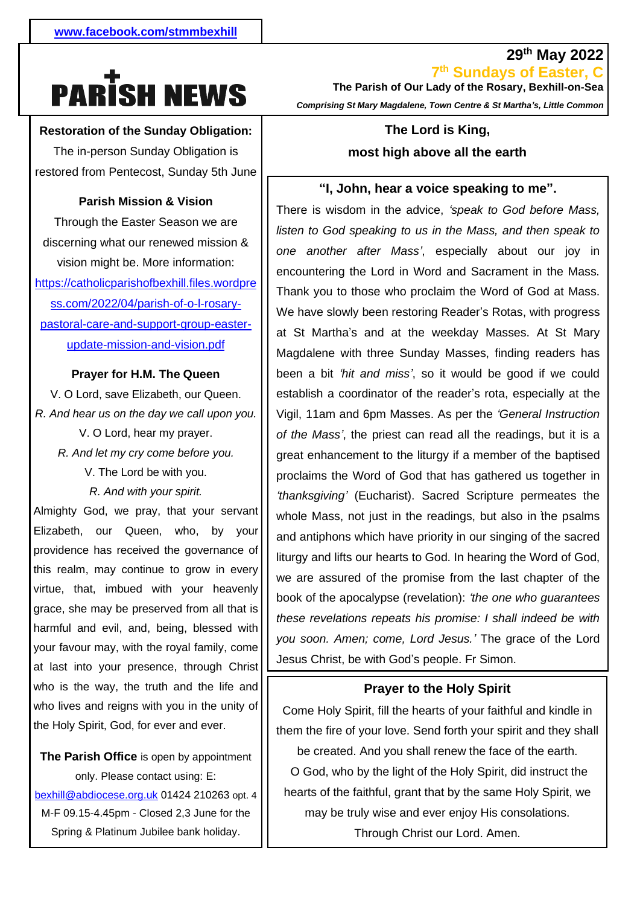www.facebook.com/stmmbexhill

# PARISH NEWS

**29th May 2022**

**7th Sundays of Easter, C**

**The Parish of Our Lady of the Rosary, Bexhill-on-Sea**

***Comprising St Mary Magdalene, Town Centre & St Martha's, Little Common***

**Restoration of the Sunday Obligation:**

The in-person Sunday Obligation is restored from Pentecost, Sunday 5th June

**Parish Mission & Vision**

Through the Easter Season we are discerning what our renewed mission & vision might be. More information: https://catholicparishofbexhill.files.wordpress.com/2022/04/parish-of-o-l-rosary-pastoral-care-and-support-group-easter-update-mission-and-vision.pdf

**Prayer for H.M. The Queen**

V. O Lord, save Elizabeth, our Queen.
*R. And hear us on the day we call upon you.*
V. O Lord, hear my prayer.
*R. And let my cry come before you.*
V. The Lord be with you.
*R. And with your spirit.*

Almighty God, we pray, that your servant Elizabeth, our Queen, who, by your providence has received the governance of this realm, may continue to grow in every virtue, that, imbued with your heavenly grace, she may be preserved from all that is harmful and evil, and, being, blessed with your favour may, with the royal family, come at last into your presence, through Christ who is the way, the truth and the life and who lives and reigns with you in the unity of the Holy Spirit, God, for ever and ever.

**The Parish Office** is open by appointment only. Please contact using: E: bexhill@abdiocese.org.uk 01424 210263 opt. 4 M-F 09.15-4.45pm - Closed 2,3 June for the Spring & Platinum Jubilee bank holiday.

**The Lord is King,**
**most high above all the earth**

**"I, John, hear a voice speaking to me".**

There is wisdom in the advice, *'speak to God before Mass, listen to God speaking to us in the Mass, and then speak to one another after Mass'*, especially about our joy in encountering the Lord in Word and Sacrament in the Mass. Thank you to those who proclaim the Word of God at Mass. We have slowly been restoring Reader's Rotas, with progress at St Martha's and at the weekday Masses. At St Mary Magdalene with three Sunday Masses, finding readers has been a bit *'hit and miss'*, so it would be good if we could establish a coordinator of the reader's rota, especially at the Vigil, 11am and 6pm Masses. As per the *'General Instruction of the Mass'*, the priest can read all the readings, but it is a great enhancement to the liturgy if a member of the baptised proclaims the Word of God that has gathered us together in *'thanksgiving'* (Eucharist). Sacred Scripture permeates the whole Mass, not just in the readings, but also in the psalms and antiphons which have priority in our singing of the sacred liturgy and lifts our hearts to God. In hearing the Word of God, we are assured of the promise from the last chapter of the book of the apocalypse (revelation): *'the one who guarantees these revelations repeats his promise: I shall indeed be with you soon. Amen; come, Lord Jesus.'* The grace of the Lord Jesus Christ, be with God's people. Fr Simon.

**Prayer to the Holy Spirit**

Come Holy Spirit, fill the hearts of your faithful and kindle in them the fire of your love. Send forth your spirit and they shall be created. And you shall renew the face of the earth.
O God, who by the light of the Holy Spirit, did instruct the hearts of the faithful, grant that by the same Holy Spirit, we may be truly wise and ever enjoy His consolations.
Through Christ our Lord. Amen.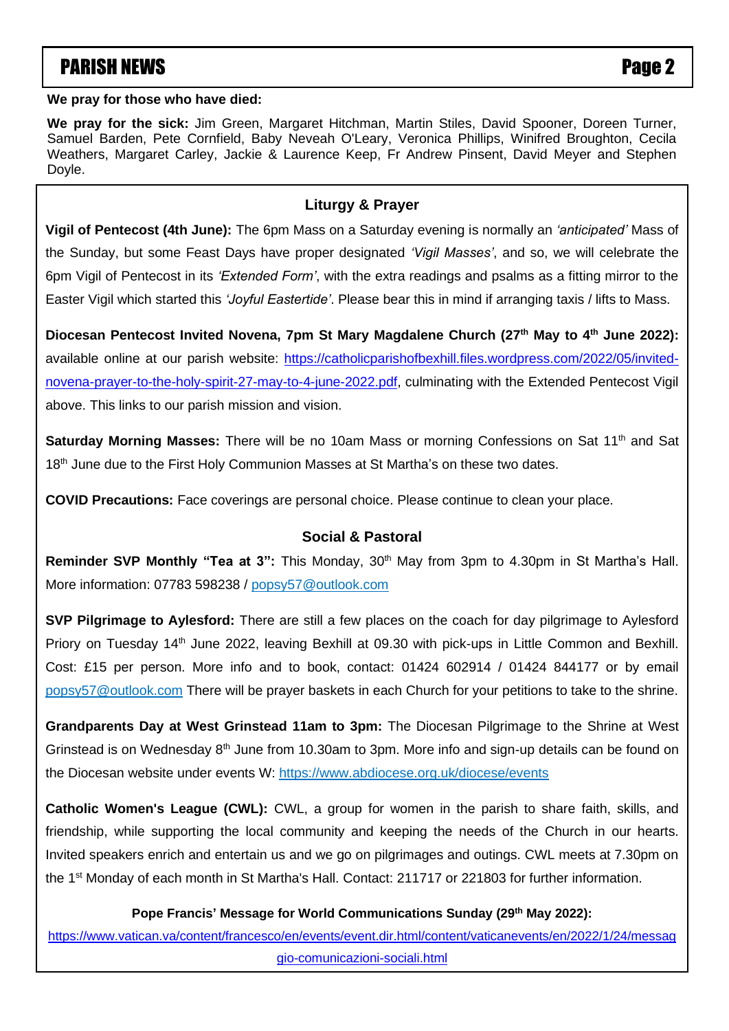**We pray for those who have died:**

**We pray for the sick:** Jim Green, Margaret Hitchman, Martin Stiles, David Spooner, Doreen Turner, Samuel Barden, Pete Cornfield, Baby Neveah O'Leary, Veronica Phillips, Winifred Broughton, Cecila Weathers, Margaret Carley, Jackie & Laurence Keep, Fr Andrew Pinsent, David Meyer and Stephen Doyle.

## Liturgy & Prayer

**Vigil of Pentecost (4th June):** The 6pm Mass on a Saturday evening is normally an *'anticipated'* Mass of the Sunday, but some Feast Days have proper designated *'Vigil Masses'*, and so, we will celebrate the 6pm Vigil of Pentecost in its *'Extended Form'*, with the extra readings and psalms as a fitting mirror to the Easter Vigil which started this *'Joyful Eastertide'*. Please bear this in mind if arranging taxis / lifts to Mass.

**Diocesan Pentecost Invited Novena, 7pm St Mary Magdalene Church (27th May to 4th June 2022):** available online at our parish website: https://catholicparishofbexhill.files.wordpress.com/2022/05/invited-novena-prayer-to-the-holy-spirit-27-may-to-4-june-2022.pdf, culminating with the Extended Pentecost Vigil above. This links to our parish mission and vision.

**Saturday Morning Masses:** There will be no 10am Mass or morning Confessions on Sat 11th and Sat 18th June due to the First Holy Communion Masses at St Martha's on these two dates.

**COVID Precautions:** Face coverings are personal choice. Please continue to clean your place.

## Social & Pastoral

**Reminder SVP Monthly "Tea at 3":** This Monday, 30th May from 3pm to 4.30pm in St Martha's Hall. More information: 07783 598238 / popsy57@outlook.com

**SVP Pilgrimage to Aylesford:** There are still a few places on the coach for day pilgrimage to Aylesford Priory on Tuesday 14th June 2022, leaving Bexhill at 09.30 with pick-ups in Little Common and Bexhill. Cost: £15 per person. More info and to book, contact: 01424 602914 / 01424 844177 or by email popsy57@outlook.com There will be prayer baskets in each Church for your petitions to take to the shrine.

**Grandparents Day at West Grinstead 11am to 3pm:** The Diocesan Pilgrimage to the Shrine at West Grinstead is on Wednesday 8th June from 10.30am to 3pm. More info and sign-up details can be found on the Diocesan website under events W: https://www.abdiocese.org.uk/diocese/events

**Catholic Women's League (CWL):** CWL, a group for women in the parish to share faith, skills, and friendship, while supporting the local community and keeping the needs of the Church in our hearts. Invited speakers enrich and entertain us and we go on pilgrimages and outings. CWL meets at 7.30pm on the 1st Monday of each month in St Martha's Hall. Contact: 211717 or 221803 for further information.

**Pope Francis' Message for World Communications Sunday (29th May 2022):**

https://www.vatican.va/content/francesco/en/events/event.dir.html/content/vaticanevents/en/2022/1/24/messaggio-comunicazioni-sociali.html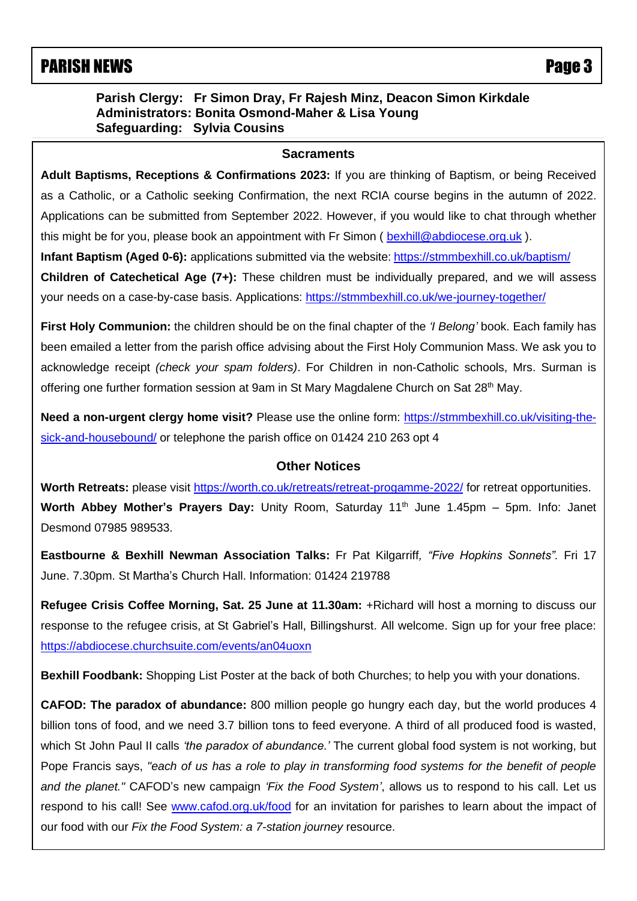**Parish Clergy:** Fr Simon Dray, Fr Rajesh Minz, Deacon Simon Kirkdale
**Administrators:** Bonita Osmond-Maher & Lisa Young
**Safeguarding:** Sylvia Cousins

## Sacraments

**Adult Baptisms, Receptions & Confirmations 2023:** If you are thinking of Baptism, or being Received as a Catholic, or a Catholic seeking Confirmation, the next RCIA course begins in the autumn of 2022. Applications can be submitted from September 2022. However, if you would like to chat through whether this might be for you, please book an appointment with Fr Simon ( bexhill@abdiocese.org.uk ).

**Infant Baptism (Aged 0-6):** applications submitted via the website: https://stmmbexhill.co.uk/baptism/

**Children of Catechetical Age (7+):** These children must be individually prepared, and we will assess your needs on a case-by-case basis. Applications: https://stmmbexhill.co.uk/we-journey-together/

**First Holy Communion:** the children should be on the final chapter of the *'I Belong'* book. Each family has been emailed a letter from the parish office advising about the First Holy Communion Mass. We ask you to acknowledge receipt *(check your spam folders)*. For Children in non-Catholic schools, Mrs. Surman is offering one further formation session at 9am in St Mary Magdalene Church on Sat 28th May.

**Need a non-urgent clergy home visit?** Please use the online form: https://stmmbexhill.co.uk/visiting-the-sick-and-housebound/ or telephone the parish office on 01424 210 263 opt 4

## Other Notices

**Worth Retreats:** please visit https://worth.co.uk/retreats/retreat-progamme-2022/ for retreat opportunities.

**Worth Abbey Mother's Prayers Day:** Unity Room, Saturday 11th June 1.45pm – 5pm. Info: Janet Desmond 07985 989533.

**Eastbourne & Bexhill Newman Association Talks:** Fr Pat Kilgarriff*, "Five Hopkins Sonnets".* Fri 17 June. 7.30pm. St Martha's Church Hall. Information: 01424 219788

**Refugee Crisis Coffee Morning, Sat. 25 June at 11.30am:** +Richard will host a morning to discuss our response to the refugee crisis, at St Gabriel's Hall, Billingshurst. All welcome. Sign up for your free place: https://abdiocese.churchsuite.com/events/an04uoxn

**Bexhill Foodbank:** Shopping List Poster at the back of both Churches; to help you with your donations.

**CAFOD: The paradox of abundance:** 800 million people go hungry each day, but the world produces 4 billion tons of food, and we need 3.7 billion tons to feed everyone. A third of all produced food is wasted, which St John Paul II calls *'the paradox of abundance.'* The current global food system is not working, but Pope Francis says, *"each of us has a role to play in transforming food systems for the benefit of people and the planet."* CAFOD's new campaign *'Fix the Food System'*, allows us to respond to his call. Let us respond to his call! See www.cafod.org.uk/food for an invitation for parishes to learn about the impact of our food with our *Fix the Food System: a 7-station journey* resource.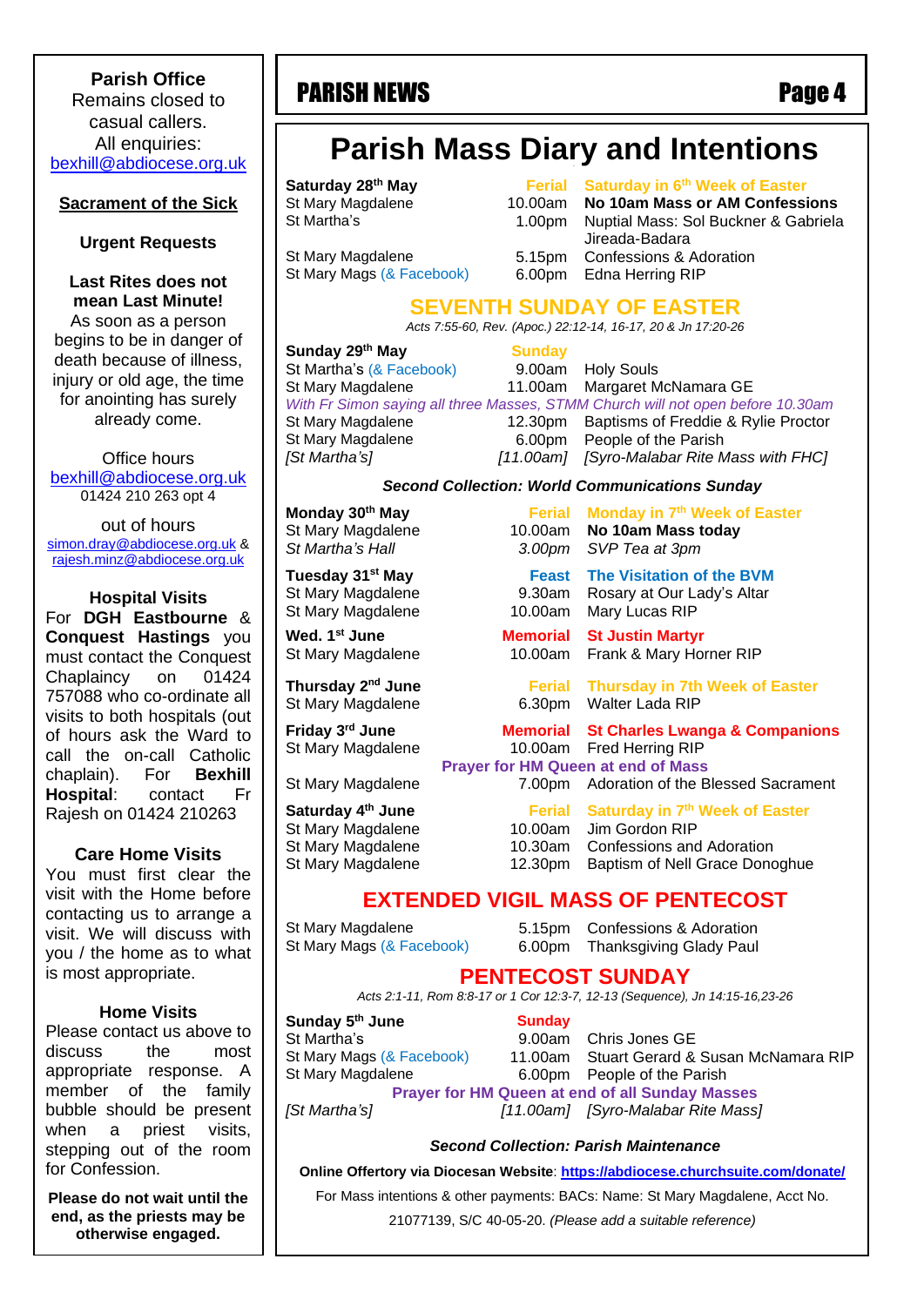**Parish Office**
Remains closed to casual callers.
All enquiries:
bexhill@abdiocese.org.uk

**Sacrament of the Sick**

**Urgent Requests**

**Last Rites does not mean Last Minute!**
As soon as a person begins to be in danger of death because of illness, injury or old age, the time for anointing has surely already come.

Office hours
bexhill@abdiocese.org.uk
01424 210 263 opt 4

out of hours
simon.dray@abdiocese.org.uk & rajesh.minz@abdiocese.org.uk

**Hospital Visits**
For **DGH Eastbourne** & **Conquest Hastings** you must contact the Conquest Chaplaincy on 01424 757088 who co-ordinate all visits to both hospitals (out of hours ask the Ward to call the on-call Catholic chaplain). For **Bexhill Hospital**: contact Fr Rajesh on 01424 210263

**Care Home Visits**
You must first clear the visit with the Home before contacting us to arrange a visit. We will discuss with you / the home as to what is most appropriate.

**Home Visits**
Please contact us above to discuss the most appropriate response. A member of the family bubble should be present when a priest visits, stepping out of the room for Confession.

**Please do not wait until the end, as the priests may be otherwise engaged.**

# PARISH NEWS

# Parish Mass Diary and Intentions

| | | |
|---|---|---|
| **Saturday 28th May** | **Ferial** | **Saturday in 6th Week of Easter** |
| St Mary Magdalene | 10.00am | **No 10am Mass or AM Confessions** |
| St Martha's | 1.00pm | Nuptial Mass: Sol Buckner & Gabriela Jireada-Badara |
| St Mary Magdalene | 5.15pm | Confessions & Adoration |
| St Mary Mags (& Facebook) | 6.00pm | Edna Herring RIP |

## SEVENTH SUNDAY OF EASTER

*Acts 7:55-60, Rev. (Apoc.) 22:12-14, 16-17, 20 & Jn 17:20-26*

| | | |
|---|---|---|
| **Sunday 29th May** | **Sunday** | |
| St Martha's (& Facebook) | 9.00am | Holy Souls |
| St Mary Magdalene | 11.00am | Margaret McNamara GE |
| *With Fr Simon saying all three Masses, STMM Church will not open before 10.30am* | | |
| St Mary Magdalene | 12.30pm | Baptisms of Freddie & Rylie Proctor |
| St Mary Magdalene | 6.00pm | People of the Parish |
| *[St Martha's]* | *[11.00am]* | *[Syro-Malabar Rite Mass with FHC]* |

***Second Collection: World Communications Sunday***

| | | |
|---|---|---|
| **Monday 30th May** | **Ferial** | **Monday in 7th Week of Easter** |
| St Mary Magdalene | 10.00am | **No 10am Mass today** |
| *St Martha's Hall* | *3.00pm* | *SVP Tea at 3pm* |
| **Tuesday 31st May** | **Feast** | **The Visitation of the BVM** |
| St Mary Magdalene | 9.30am | Rosary at Our Lady's Altar |
| St Mary Magdalene | 10.00am | Mary Lucas RIP |
| **Wed. 1st June** | **Memorial** | **St Justin Martyr** |
| St Mary Magdalene | 10.00am | Frank & Mary Horner RIP |
| **Thursday 2nd June** | **Ferial** | **Thursday in 7th Week of Easter** |
| St Mary Magdalene | 6.30pm | Walter Lada RIP |
| **Friday 3rd June** | **Memorial** | **St Charles Lwanga & Companions** |
| St Mary Magdalene | 10.00am | Fred Herring RIP |
| **Prayer for HM Queen at end of Mass** | | |
| St Mary Magdalene | 7.00pm | Adoration of the Blessed Sacrament |
| **Saturday 4th June** | **Ferial** | **Saturday in 7th Week of Easter** |
| St Mary Magdalene | 10.00am | Jim Gordon RIP |
| St Mary Magdalene | 10.30am | Confessions and Adoration |
| St Mary Magdalene | 12.30pm | Baptism of Nell Grace Donoghue |

## EXTENDED VIGIL MASS OF PENTECOST

| | | |
|---|---|---|
| St Mary Magdalene | 5.15pm | Confessions & Adoration |
| St Mary Mags (& Facebook) | 6.00pm | Thanksgiving Glady Paul |

## PENTECOST SUNDAY

*Acts 2:1-11, Rom 8:8-17 or 1 Cor 12:3-7, 12-13 (Sequence), Jn 14:15-16,23-26*

| | | |
|---|---|---|
| **Sunday 5th June** | **Sunday** | |
| St Martha's | 9.00am | Chris Jones GE |
| St Mary Mags (& Facebook) | 11.00am | Stuart Gerard & Susan McNamara RIP |
| St Mary Magdalene | 6.00pm | People of the Parish |
| **Prayer for HM Queen at end of all Sunday Masses** | | |
| *[St Martha's]* | *[11.00am]* | *[Syro-Malabar Rite Mass]* |

***Second Collection: Parish Maintenance***

**Online Offertory via Diocesan Website**: **https://abdiocese.churchsuite.com/donate/**

For Mass intentions & other payments: BACs: Name: St Mary Magdalene, Acct No. 21077139, S/C 40-05-20. *(Please add a suitable reference)*